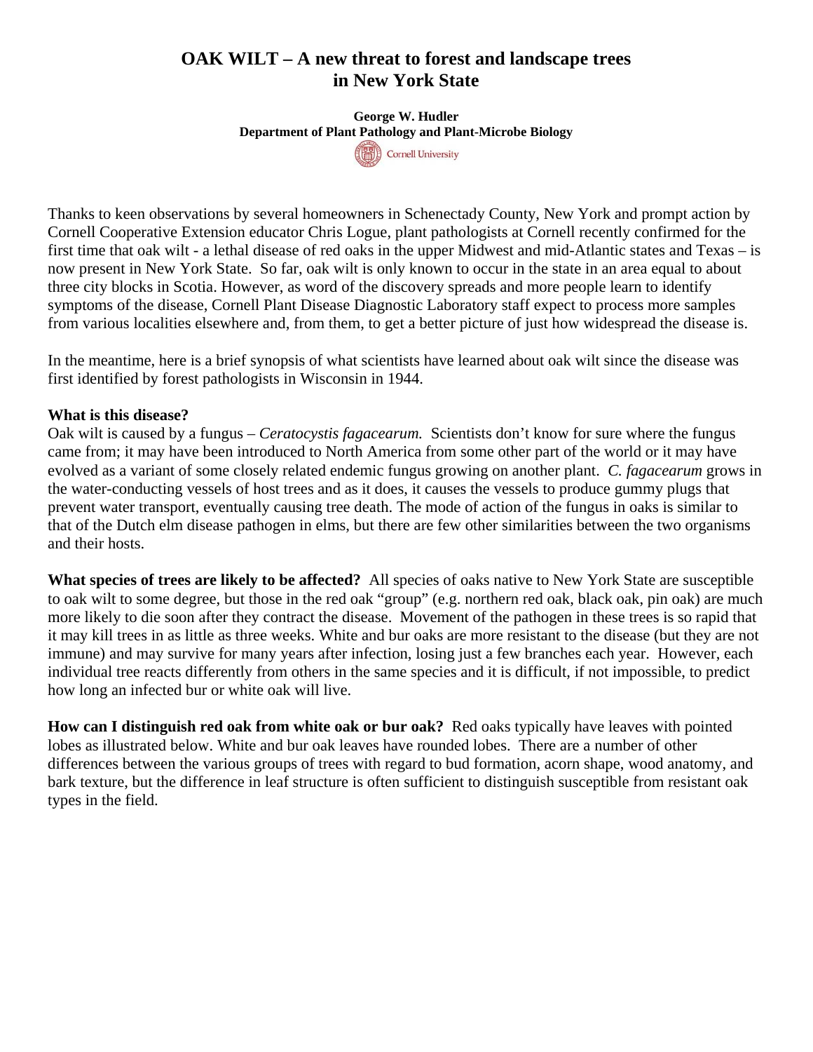# OAK WILT – A new threat to forest and landscape trees in New York State

**George W. Hudler**
**Department of Plant Pathology and Plant-Microbe Biology**
Cornell University

Thanks to keen observations by several homeowners in Schenectady County, New York and prompt action by Cornell Cooperative Extension educator Chris Logue, plant pathologists at Cornell recently confirmed for the first time that oak wilt - a lethal disease of red oaks in the upper Midwest and mid-Atlantic states and Texas – is now present in New York State. So far, oak wilt is only known to occur in the state in an area equal to about three city blocks in Scotia. However, as word of the discovery spreads and more people learn to identify symptoms of the disease, Cornell Plant Disease Diagnostic Laboratory staff expect to process more samples from various localities elsewhere and, from them, to get a better picture of just how widespread the disease is.

In the meantime, here is a brief synopsis of what scientists have learned about oak wilt since the disease was first identified by forest pathologists in Wisconsin in 1944.

**What is this disease?**
Oak wilt is caused by a fungus – *Ceratocystis fagacearum.* Scientists don't know for sure where the fungus came from; it may have been introduced to North America from some other part of the world or it may have evolved as a variant of some closely related endemic fungus growing on another plant. *C. fagacearum* grows in the water-conducting vessels of host trees and as it does, it causes the vessels to produce gummy plugs that prevent water transport, eventually causing tree death. The mode of action of the fungus in oaks is similar to that of the Dutch elm disease pathogen in elms, but there are few other similarities between the two organisms and their hosts.

**What species of trees are likely to be affected?** All species of oaks native to New York State are susceptible to oak wilt to some degree, but those in the red oak "group" (e.g. northern red oak, black oak, pin oak) are much more likely to die soon after they contract the disease. Movement of the pathogen in these trees is so rapid that it may kill trees in as little as three weeks. White and bur oaks are more resistant to the disease (but they are not immune) and may survive for many years after infection, losing just a few branches each year. However, each individual tree reacts differently from others in the same species and it is difficult, if not impossible, to predict how long an infected bur or white oak will live.

**How can I distinguish red oak from white oak or bur oak?** Red oaks typically have leaves with pointed lobes as illustrated below. White and bur oak leaves have rounded lobes. There are a number of other differences between the various groups of trees with regard to bud formation, acorn shape, wood anatomy, and bark texture, but the difference in leaf structure is often sufficient to distinguish susceptible from resistant oak types in the field.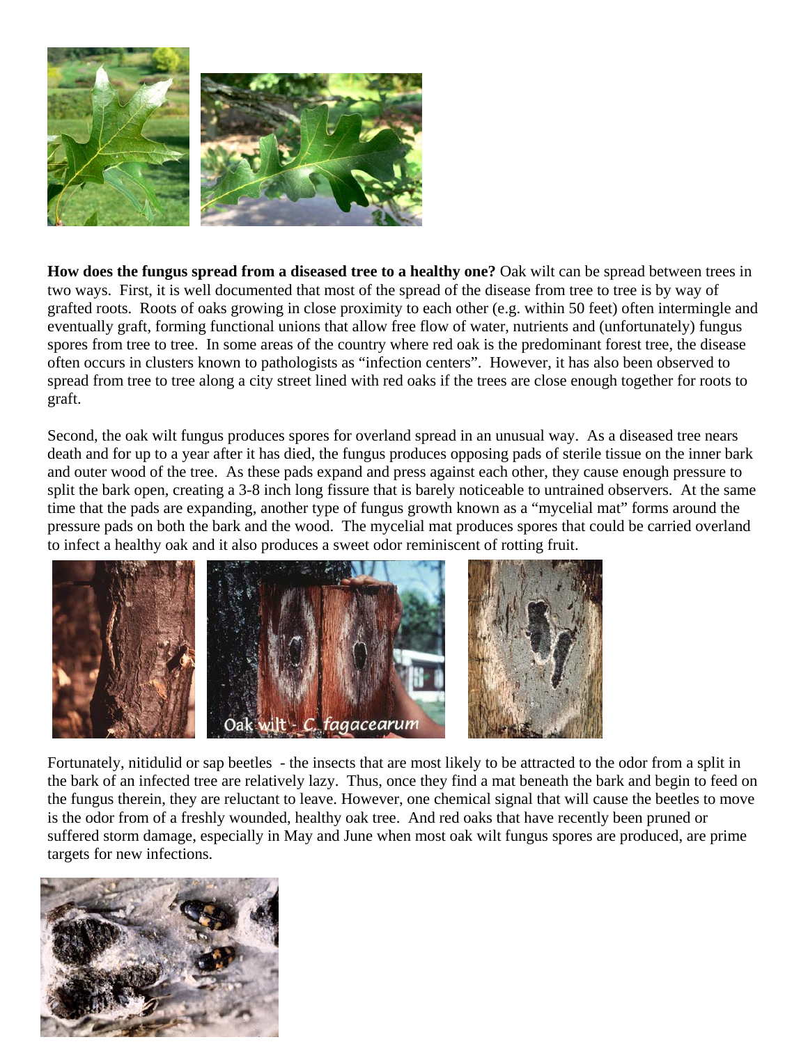**How does the fungus spread from a diseased tree to a healthy one?** Oak wilt can be spread between trees in two ways. First, it is well documented that most of the spread of the disease from tree to tree is by way of grafted roots. Roots of oaks growing in close proximity to each other (e.g. within 50 feet) often intermingle and eventually graft, forming functional unions that allow free flow of water, nutrients and (unfortunately) fungus spores from tree to tree. In some areas of the country where red oak is the predominant forest tree, the disease often occurs in clusters known to pathologists as "infection centers". However, it has also been observed to spread from tree to tree along a city street lined with red oaks if the trees are close enough together for roots to graft.

Second, the oak wilt fungus produces spores for overland spread in an unusual way. As a diseased tree nears death and for up to a year after it has died, the fungus produces opposing pads of sterile tissue on the inner bark and outer wood of the tree. As these pads expand and press against each other, they cause enough pressure to split the bark open, creating a 3-8 inch long fissure that is barely noticeable to untrained observers. At the same time that the pads are expanding, another type of fungus growth known as a "mycelial mat" forms around the pressure pads on both the bark and the wood. The mycelial mat produces spores that could be carried overland to infect a healthy oak and it also produces a sweet odor reminiscent of rotting fruit.

Oak wilt - *C. fagacearum*

Fortunately, nitidulid or sap beetles - the insects that are most likely to be attracted to the odor from a split in the bark of an infected tree are relatively lazy. Thus, once they find a mat beneath the bark and begin to feed on the fungus therein, they are reluctant to leave. However, one chemical signal that will cause the beetles to move is the odor from of a freshly wounded, healthy oak tree. And red oaks that have recently been pruned or suffered storm damage, especially in May and June when most oak wilt fungus spores are produced, are prime targets for new infections.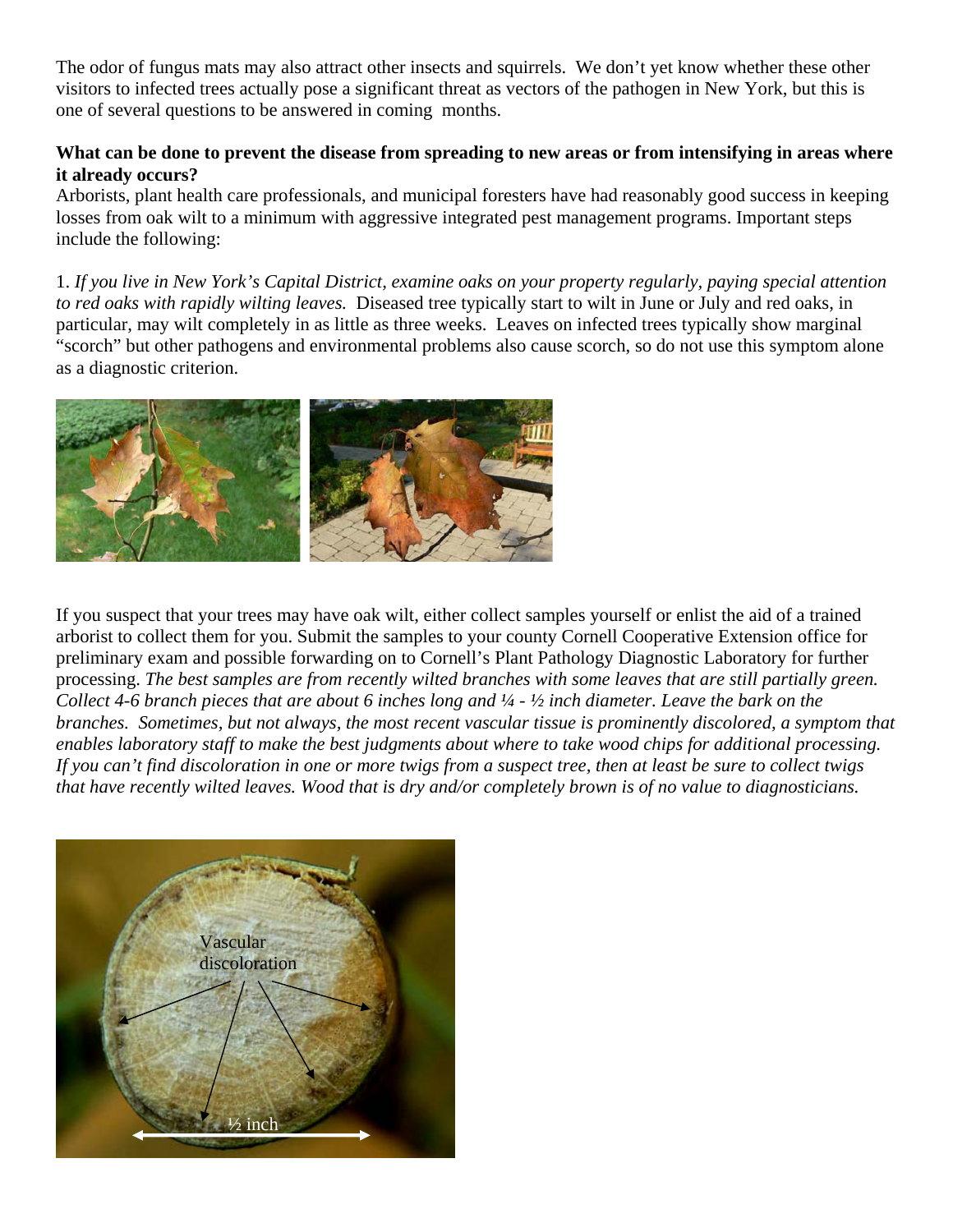The odor of fungus mats may also attract other insects and squirrels. We don't yet know whether these other visitors to infected trees actually pose a significant threat as vectors of the pathogen in New York, but this is one of several questions to be answered in coming months.

**What can be done to prevent the disease from spreading to new areas or from intensifying in areas where it already occurs?**

Arborists, plant health care professionals, and municipal foresters have had reasonably good success in keeping losses from oak wilt to a minimum with aggressive integrated pest management programs. Important steps include the following:

1. *If you live in New York's Capital District, examine oaks on your property regularly, paying special attention to red oaks with rapidly wilting leaves.* Diseased tree typically start to wilt in June or July and red oaks, in particular, may wilt completely in as little as three weeks. Leaves on infected trees typically show marginal "scorch" but other pathogens and environmental problems also cause scorch, so do not use this symptom alone as a diagnostic criterion.

If you suspect that your trees may have oak wilt, either collect samples yourself or enlist the aid of a trained arborist to collect them for you. Submit the samples to your county Cornell Cooperative Extension office for preliminary exam and possible forwarding on to Cornell's Plant Pathology Diagnostic Laboratory for further processing. *The best samples are from recently wilted branches with some leaves that are still partially green. Collect 4-6 branch pieces that are about 6 inches long and ¼ - ½ inch diameter. Leave the bark on the branches. Sometimes, but not always, the most recent vascular tissue is prominently discolored, a symptom that enables laboratory staff to make the best judgments about where to take wood chips for additional processing. If you can't find discoloration in one or more twigs from a suspect tree, then at least be sure to collect twigs that have recently wilted leaves. Wood that is dry and/or completely brown is of no value to diagnosticians.*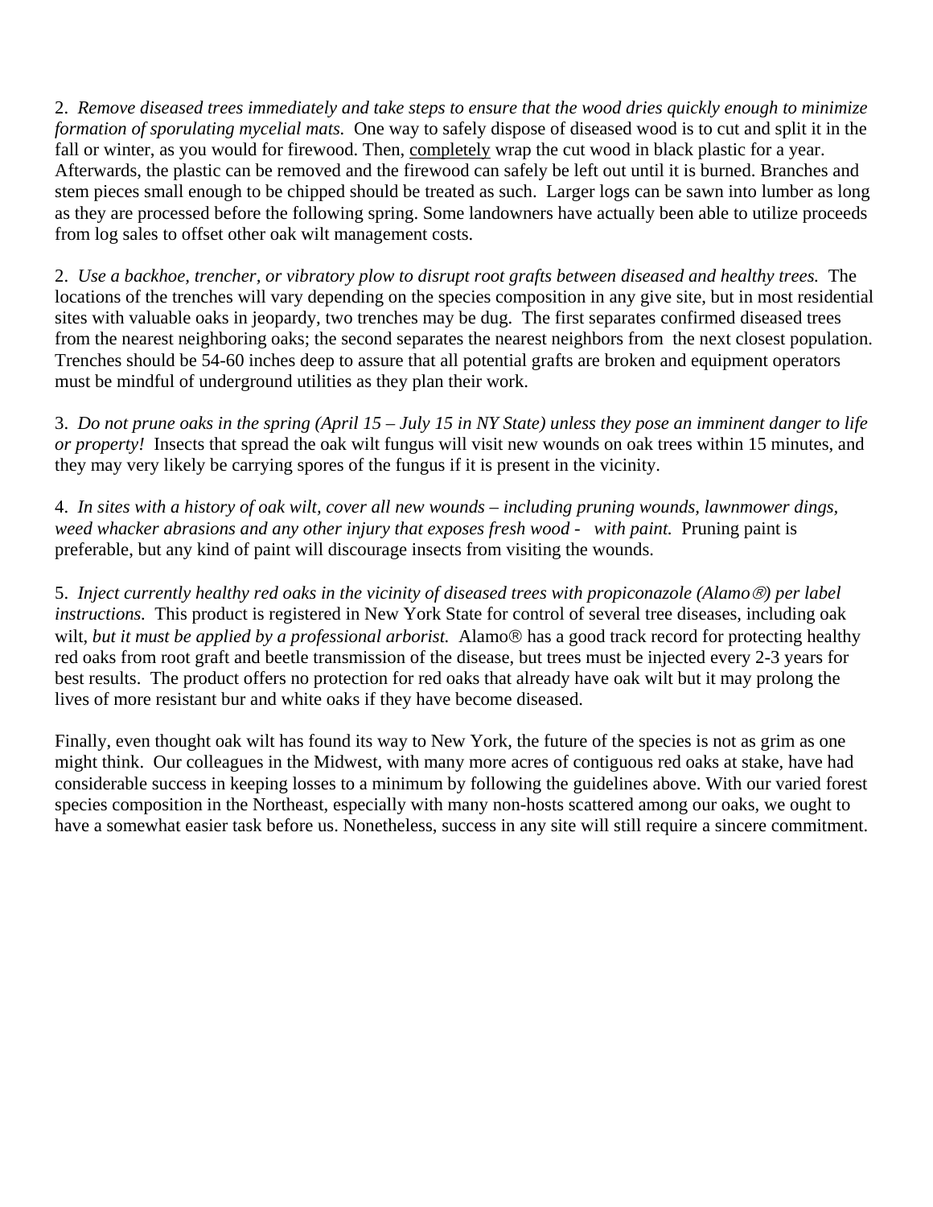2. *Remove diseased trees immediately and take steps to ensure that the wood dries quickly enough to minimize formation of sporulating mycelial mats.* One way to safely dispose of diseased wood is to cut and split it in the fall or winter, as you would for firewood. Then, <u>completely</u> wrap the cut wood in black plastic for a year. Afterwards, the plastic can be removed and the firewood can safely be left out until it is burned. Branches and stem pieces small enough to be chipped should be treated as such. Larger logs can be sawn into lumber as long as they are processed before the following spring. Some landowners have actually been able to utilize proceeds from log sales to offset other oak wilt management costs.

2. *Use a backhoe, trencher, or vibratory plow to disrupt root grafts between diseased and healthy trees.* The locations of the trenches will vary depending on the species composition in any give site, but in most residential sites with valuable oaks in jeopardy, two trenches may be dug. The first separates confirmed diseased trees from the nearest neighboring oaks; the second separates the nearest neighbors from the next closest population. Trenches should be 54-60 inches deep to assure that all potential grafts are broken and equipment operators must be mindful of underground utilities as they plan their work.

3. *Do not prune oaks in the spring (April 15 – July 15 in NY State) unless they pose an imminent danger to life or property!* Insects that spread the oak wilt fungus will visit new wounds on oak trees within 15 minutes, and they may very likely be carrying spores of the fungus if it is present in the vicinity.

4. *In sites with a history of oak wilt, cover all new wounds – including pruning wounds, lawnmower dings, weed whacker abrasions and any other injury that exposes fresh wood - with paint.* Pruning paint is preferable, but any kind of paint will discourage insects from visiting the wounds.

5. *Inject currently healthy red oaks in the vicinity of diseased trees with propiconazole (Alamo®) per label instructions.* This product is registered in New York State for control of several tree diseases, including oak wilt, *but it must be applied by a professional arborist.* Alamo® has a good track record for protecting healthy red oaks from root graft and beetle transmission of the disease, but trees must be injected every 2-3 years for best results. The product offers no protection for red oaks that already have oak wilt but it may prolong the lives of more resistant bur and white oaks if they have become diseased.

Finally, even thought oak wilt has found its way to New York, the future of the species is not as grim as one might think. Our colleagues in the Midwest, with many more acres of contiguous red oaks at stake, have had considerable success in keeping losses to a minimum by following the guidelines above. With our varied forest species composition in the Northeast, especially with many non-hosts scattered among our oaks, we ought to have a somewhat easier task before us. Nonetheless, success in any site will still require a sincere commitment.